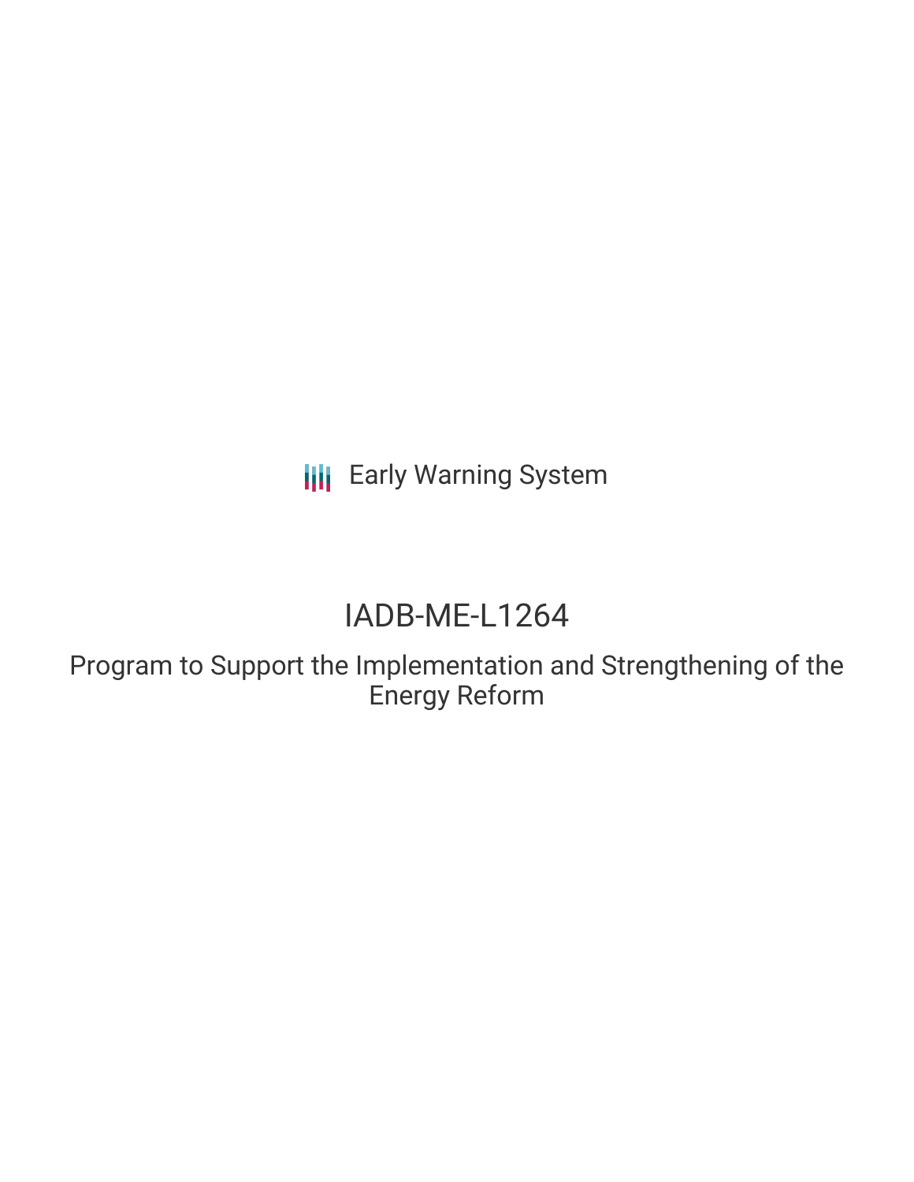Early Warning System

# IADB-ME-L1264

## Program to Support the Implementation and Strengthening of the Energy Reform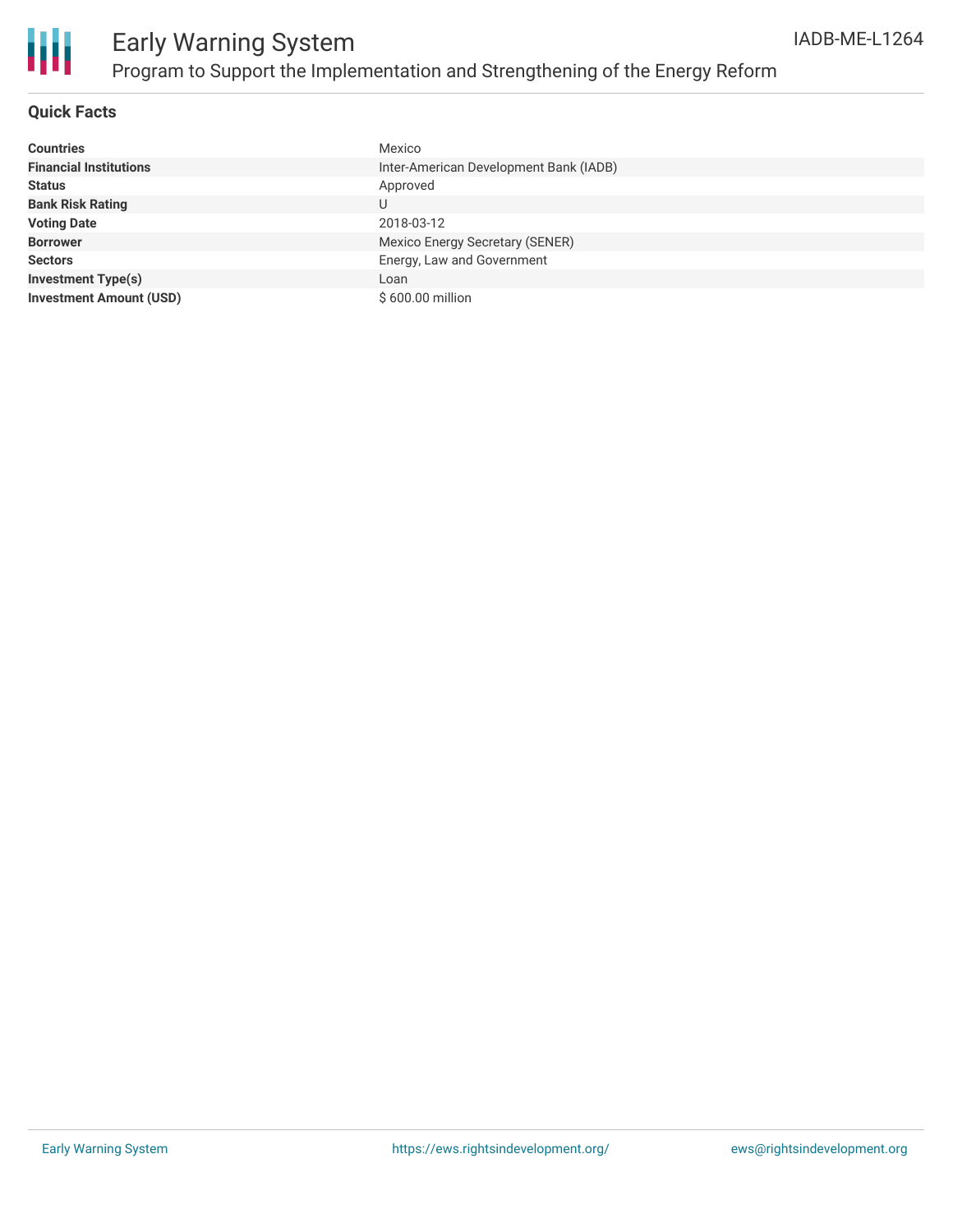# Early Warning System

## Program to Support the Implementation and Strengthening of the Energy Reform

IADB-ME-L1264

### Quick Facts

| | |
|---|---|
| **Countries** | Mexico |
| **Financial Institutions** | Inter-American Development Bank (IADB) |
| **Status** | Approved |
| **Bank Risk Rating** | U |
| **Voting Date** | 2018-03-12 |
| **Borrower** | Mexico Energy Secretary (SENER) |
| **Sectors** | Energy, Law and Government |
| **Investment Type(s)** | Loan |
| **Investment Amount (USD)** | $ 600.00 million |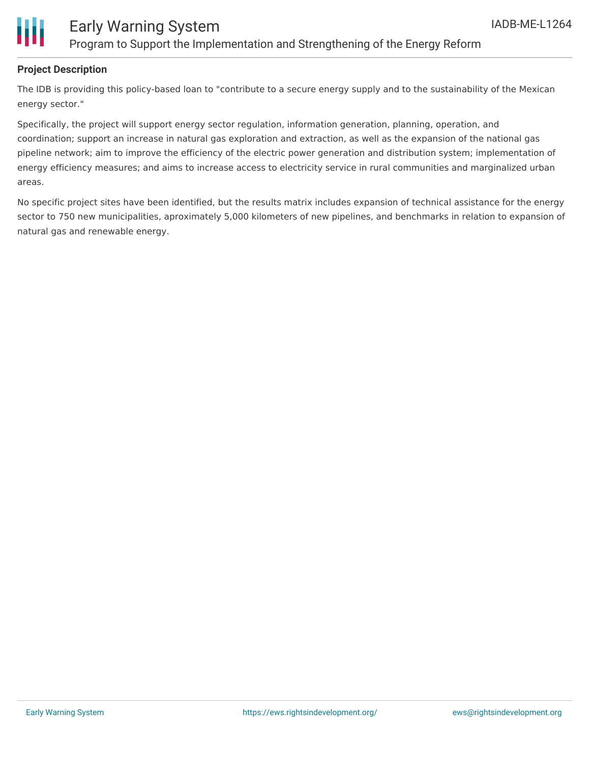## Project Description

The IDB is providing this policy-based loan to "contribute to a secure energy supply and to the sustainability of the Mexican energy sector."

Specifically, the project will support energy sector regulation, information generation, planning, operation, and coordination; support an increase in natural gas exploration and extraction, as well as the expansion of the national gas pipeline network; aim to improve the efficiency of the electric power generation and distribution system; implementation of energy efficiency measures; and aims to increase access to electricity service in rural communities and marginalized urban areas.

No specific project sites have been identified, but the results matrix includes expansion of technical assistance for the energy sector to 750 new municipalities, aproximately 5,000 kilometers of new pipelines, and benchmarks in relation to expansion of natural gas and renewable energy.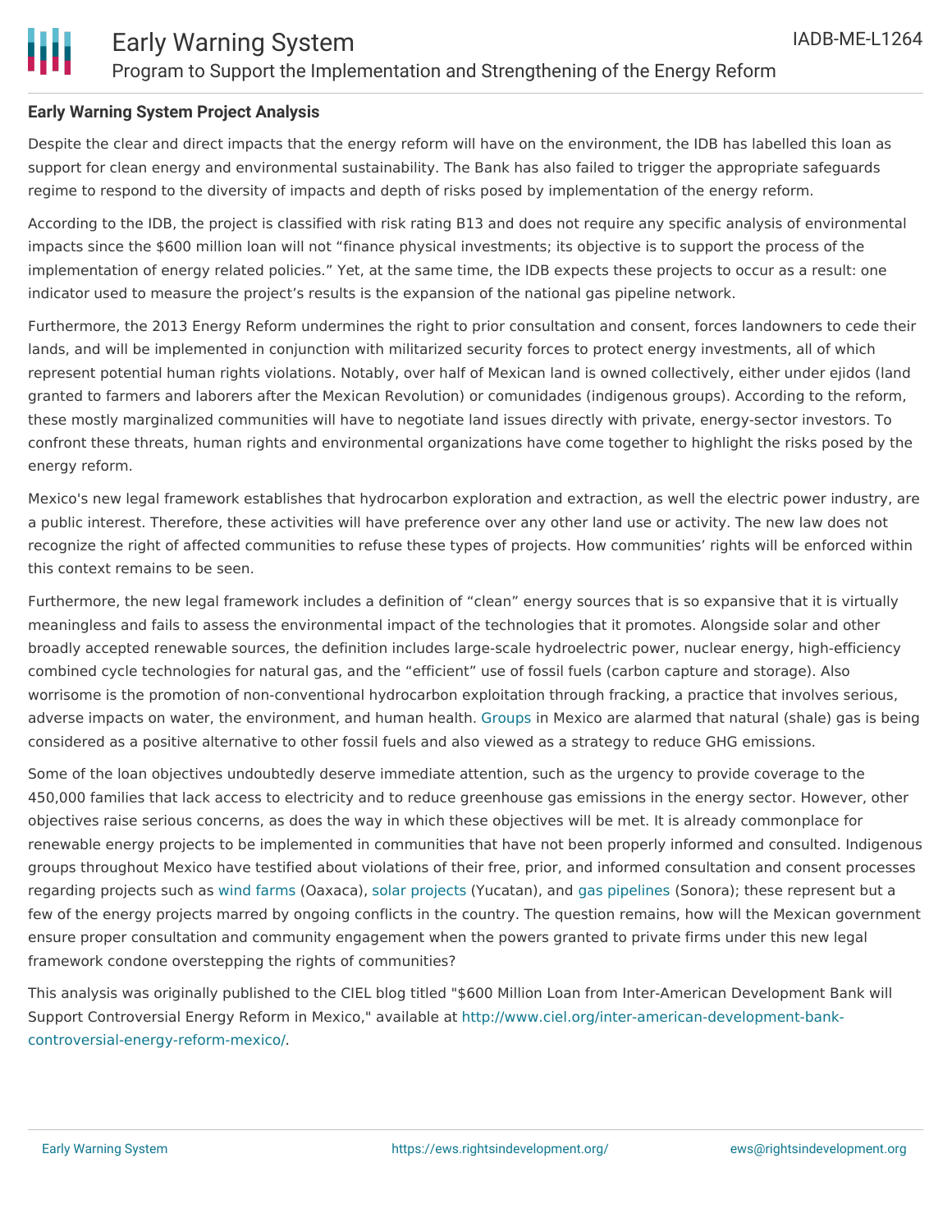### Early Warning System Project Analysis

Despite the clear and direct impacts that the energy reform will have on the environment, the IDB has labelled this loan as support for clean energy and environmental sustainability. The Bank has also failed to trigger the appropriate safeguards regime to respond to the diversity of impacts and depth of risks posed by implementation of the energy reform.

According to the IDB, the project is classified with risk rating B13 and does not require any specific analysis of environmental impacts since the $600 million loan will not "finance physical investments; its objective is to support the process of the implementation of energy related policies." Yet, at the same time, the IDB expects these projects to occur as a result: one indicator used to measure the project's results is the expansion of the national gas pipeline network.

Furthermore, the 2013 Energy Reform undermines the right to prior consultation and consent, forces landowners to cede their lands, and will be implemented in conjunction with militarized security forces to protect energy investments, all of which represent potential human rights violations. Notably, over half of Mexican land is owned collectively, either under ejidos (land granted to farmers and laborers after the Mexican Revolution) or comunidades (indigenous groups). According to the reform, these mostly marginalized communities will have to negotiate land issues directly with private, energy-sector investors. To confront these threats, human rights and environmental organizations have come together to highlight the risks posed by the energy reform.

Mexico's new legal framework establishes that hydrocarbon exploration and extraction, as well the electric power industry, are a public interest. Therefore, these activities will have preference over any other land use or activity. The new law does not recognize the right of affected communities to refuse these types of projects. How communities' rights will be enforced within this context remains to be seen.

Furthermore, the new legal framework includes a definition of "clean" energy sources that is so expansive that it is virtually meaningless and fails to assess the environmental impact of the technologies that it promotes. Alongside solar and other broadly accepted renewable sources, the definition includes large-scale hydroelectric power, nuclear energy, high-efficiency combined cycle technologies for natural gas, and the "efficient" use of fossil fuels (carbon capture and storage). Also worrisome is the promotion of non-conventional hydrocarbon exploitation through fracking, a practice that involves serious, adverse impacts on water, the environment, and human health. Groups in Mexico are alarmed that natural (shale) gas is being considered as a positive alternative to other fossil fuels and also viewed as a strategy to reduce GHG emissions.

Some of the loan objectives undoubtedly deserve immediate attention, such as the urgency to provide coverage to the 450,000 families that lack access to electricity and to reduce greenhouse gas emissions in the energy sector. However, other objectives raise serious concerns, as does the way in which these objectives will be met. It is already commonplace for renewable energy projects to be implemented in communities that have not been properly informed and consulted. Indigenous groups throughout Mexico have testified about violations of their free, prior, and informed consultation and consent processes regarding projects such as wind farms (Oaxaca), solar projects (Yucatan), and gas pipelines (Sonora); these represent but a few of the energy projects marred by ongoing conflicts in the country. The question remains, how will the Mexican government ensure proper consultation and community engagement when the powers granted to private firms under this new legal framework condone overstepping the rights of communities?

This analysis was originally published to the CIEL blog titled "$600 Million Loan from Inter-American Development Bank will Support Controversial Energy Reform in Mexico," available at http://www.ciel.org/inter-american-development-bank-controversial-energy-reform-mexico/.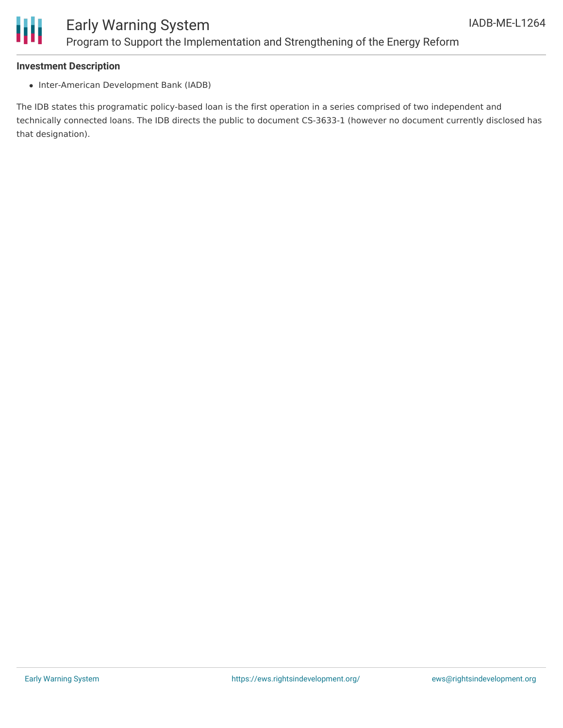**Investment Description**

- Inter-American Development Bank (IADB)

The IDB states this programatic policy-based loan is the first operation in a series comprised of two independent and technically connected loans. The IDB directs the public to document CS-3633-1 (however no document currently disclosed has that designation).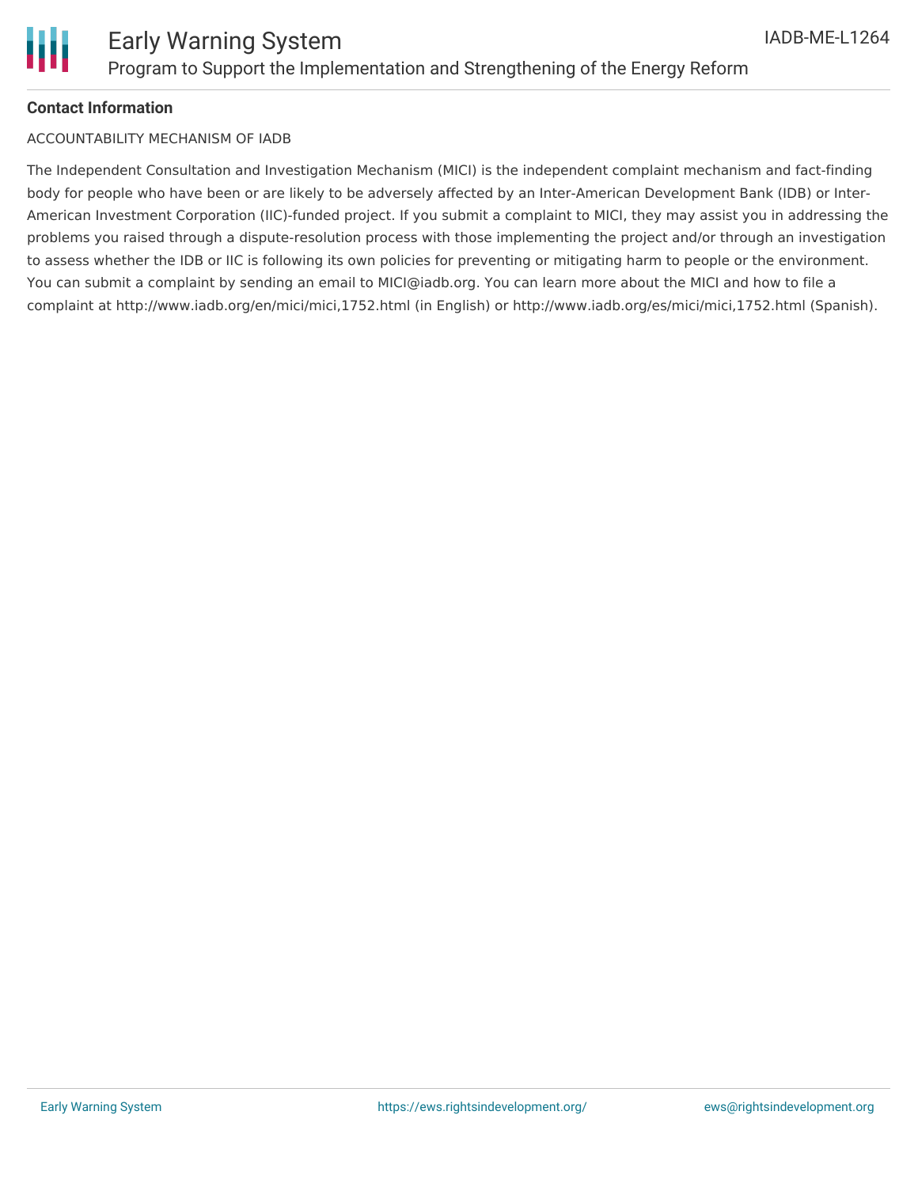**Contact Information**

ACCOUNTABILITY MECHANISM OF IADB

The Independent Consultation and Investigation Mechanism (MICI) is the independent complaint mechanism and fact-finding body for people who have been or are likely to be adversely affected by an Inter-American Development Bank (IDB) or Inter-American Investment Corporation (IIC)-funded project. If you submit a complaint to MICI, they may assist you in addressing the problems you raised through a dispute-resolution process with those implementing the project and/or through an investigation to assess whether the IDB or IIC is following its own policies for preventing or mitigating harm to people or the environment. You can submit a complaint by sending an email to MICI@iadb.org. You can learn more about the MICI and how to file a complaint at http://www.iadb.org/en/mici/mici,1752.html (in English) or http://www.iadb.org/es/mici/mici,1752.html (Spanish).